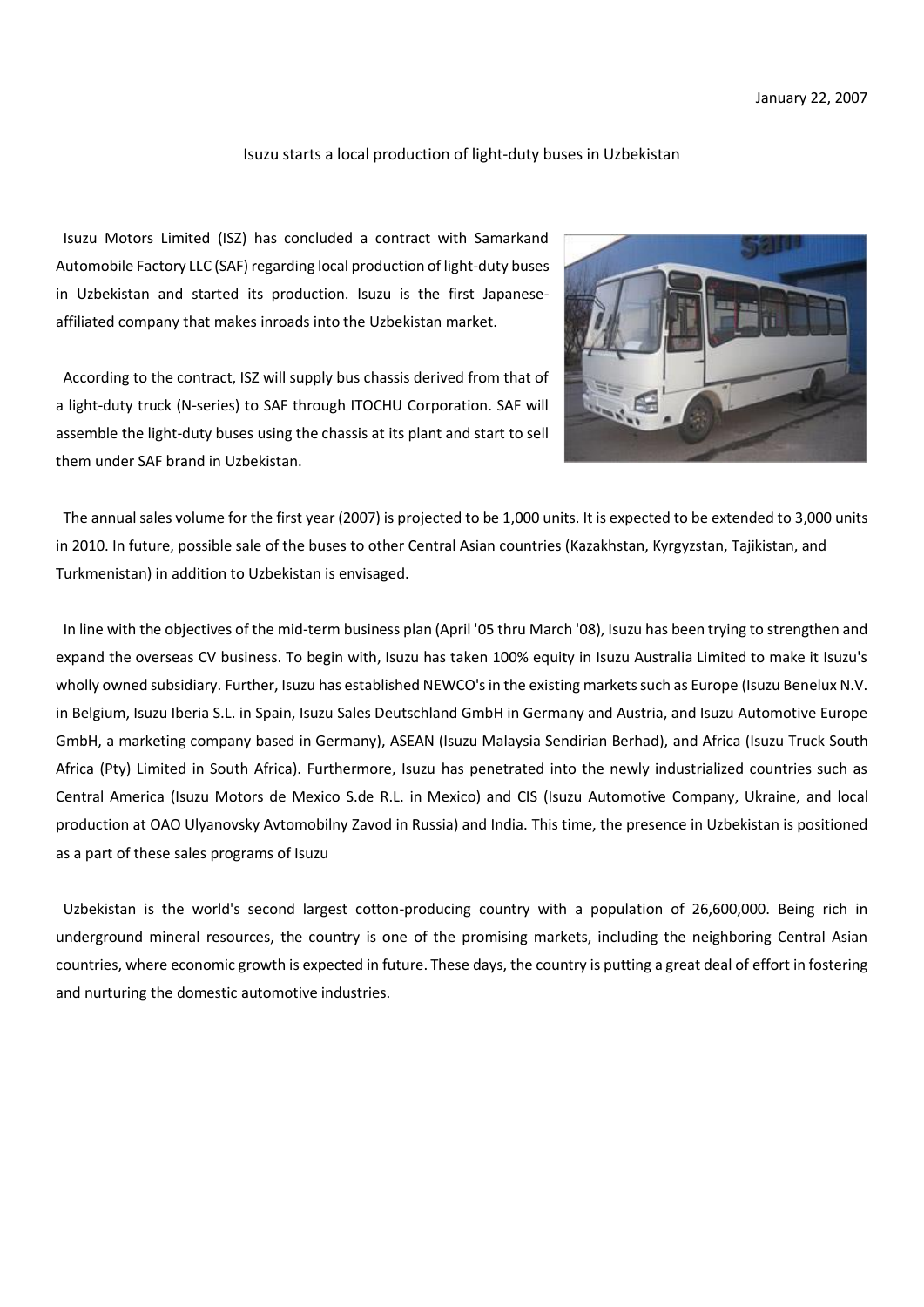January 22, 2007

# Isuzu starts a local production of light-duty buses in Uzbekistan

Isuzu Motors Limited (ISZ) has concluded a contract with Samarkand Automobile Factory LLC (SAF) regarding local production of light-duty buses in Uzbekistan and started its production. Isuzu is the first Japanese-affiliated company that makes inroads into the Uzbekistan market.

According to the contract, ISZ will supply bus chassis derived from that of a light-duty truck (N-series) to SAF through ITOCHU Corporation. SAF will assemble the light-duty buses using the chassis at its plant and start to sell them under SAF brand in Uzbekistan.

The annual sales volume for the first year (2007) is projected to be 1,000 units. It is expected to be extended to 3,000 units in 2010. In future, possible sale of the buses to other Central Asian countries (Kazakhstan, Kyrgyzstan, Tajikistan, and Turkmenistan) in addition to Uzbekistan is envisaged.

In line with the objectives of the mid-term business plan (April '05 thru March '08), Isuzu has been trying to strengthen and expand the overseas CV business. To begin with, Isuzu has taken 100% equity in Isuzu Australia Limited to make it Isuzu's wholly owned subsidiary. Further, Isuzu has established NEWCO's in the existing markets such as Europe (Isuzu Benelux N.V. in Belgium, Isuzu Iberia S.L. in Spain, Isuzu Sales Deutschland GmbH in Germany and Austria, and Isuzu Automotive Europe GmbH, a marketing company based in Germany), ASEAN (Isuzu Malaysia Sendirian Berhad), and Africa (Isuzu Truck South Africa (Pty) Limited in South Africa). Furthermore, Isuzu has penetrated into the newly industrialized countries such as Central America (Isuzu Motors de Mexico S.de R.L. in Mexico) and CIS (Isuzu Automotive Company, Ukraine, and local production at OAO Ulyanovsky Avtomobilny Zavod in Russia) and India. This time, the presence in Uzbekistan is positioned as a part of these sales programs of Isuzu

Uzbekistan is the world's second largest cotton-producing country with a population of 26,600,000. Being rich in underground mineral resources, the country is one of the promising markets, including the neighboring Central Asian countries, where economic growth is expected in future. These days, the country is putting a great deal of effort in fostering and nurturing the domestic automotive industries.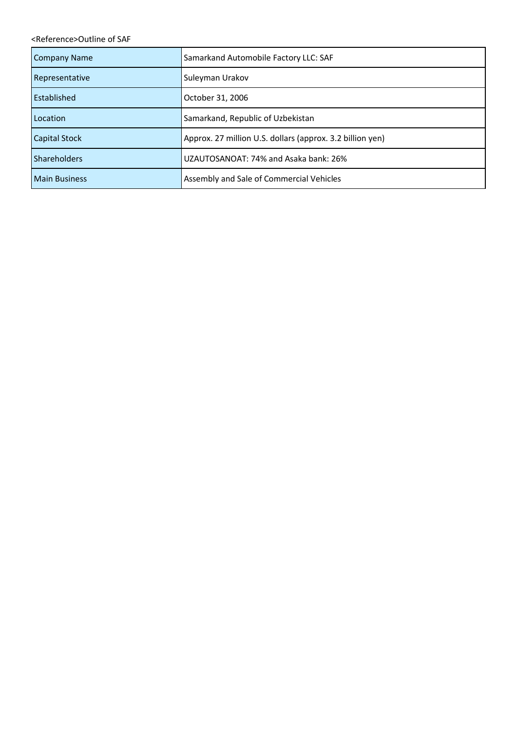<Reference>Outline of SAF

| | |
|---|---|
| Company Name | Samarkand Automobile Factory LLC: SAF |
| Representative | Suleyman Urakov |
| Established | October 31, 2006 |
| Location | Samarkand, Republic of Uzbekistan |
| Capital Stock | Approx. 27 million U.S. dollars (approx. 3.2 billion yen) |
| Shareholders | UZAUTOSANOAT: 74% and Asaka bank: 26% |
| Main Business | Assembly and Sale of Commercial Vehicles |